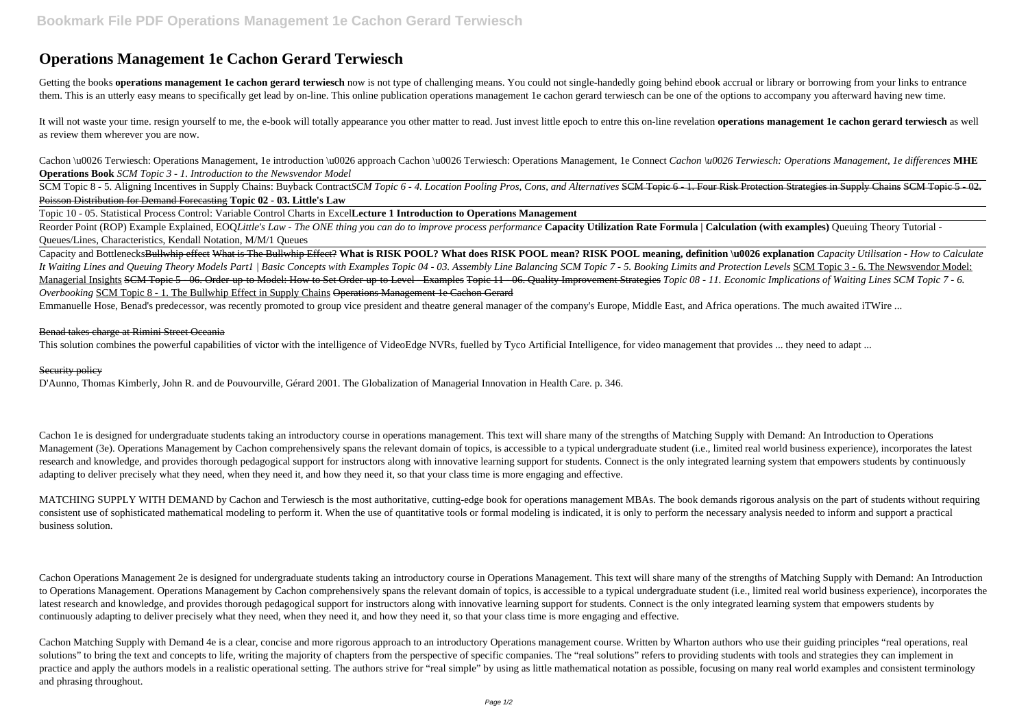# Operations Management 1e Cachon Gerard Terwiesch

Getting the books **operations management 1e cachon gerard terwiesch** now is not type of challenging means. You could not single-handedly going behind ebook accrual or library or borrowing from your links to entrance them. This is an utterly easy means to specifically get lead by on-line. This online publication operations management 1e cachon gerard terwiesch can be one of the options to accompany you afterward having new time.

It will not waste your time. resign yourself to me, the e-book will totally appearance you other matter to read. Just invest little epoch to entre this on-line revelation **operations management 1e cachon gerard terwiesch** as well as review them wherever you are now.

Cachon \u0026 Terwiesch: Operations Management, 1e introduction \u0026 approach Cachon \u0026 Terwiesch: Operations Management, 1e Connect *Cachon \u0026 Terwiesch: Operations Management, 1e differences* **MHE Operations Book** *SCM Topic 3 - 1. Introduction to the Newsvendor Model*

SCM Topic 8 - 5. Aligning Incentives in Supply Chains: Buyback Contract*SCM Topic 6 - 4. Location Pooling Pros, Cons, and Alternatives* ~~SCM Topic 6 - 1. Four Risk Protection Strategies in Supply Chains~~ ~~SCM Topic 5 - 02. Poisson Distribution for Demand Forecasting~~ **Topic 02 - 03. Little's Law**

Topic 10 - 05. Statistical Process Control: Variable Control Charts in Excel**Lecture 1 Introduction to Operations Management**

Reorder Point (ROP) Example Explained, EOQ*Little's Law - The ONE thing you can do to improve process performance* **Capacity Utilization Rate Formula | Calculation (with examples)** Queuing Theory Tutorial - Queues/Lines, Characteristics, Kendall Notation, M/M/1 Queues

Capacity and Bottlenecks~~Bullwhip effect~~ ~~What is The Bullwhip Effect?~~ **What is RISK POOL? What does RISK POOL mean? RISK POOL meaning, definition \u0026 explanation** *Capacity Utilisation - How to Calculate It Waiting Lines and Queuing Theory Models Part1 | Basic Concepts with Examples Topic 04 - 03. Assembly Line Balancing SCM Topic 7 - 5. Booking Limits and Protection Levels* SCM Topic 3 - 6. The Newsvendor Model: Managerial Insights ~~SCM Topic 5 - 06. Order-up-to Model: How to Set Order-up-to Level - Examples~~ ~~Topic 11 - 06. Quality Improvement Strategies~~ *Topic 08 - 11. Economic Implications of Waiting Lines SCM Topic 7 - 6. Overbooking* SCM Topic 8 - 1. The Bullwhip Effect in Supply Chains ~~Operations Management 1e Cachon Gerard~~

Emmanuelle Hose, Benad's predecessor, was recently promoted to group vice president and theatre general manager of the company's Europe, Middle East, and Africa operations. The much awaited iTWire ...

~~Benad takes charge at Rimini Street Oceania~~

This solution combines the powerful capabilities of victor with the intelligence of VideoEdge NVRs, fuelled by Tyco Artificial Intelligence, for video management that provides ... they need to adapt ...

~~Security policy~~

D'Aunno, Thomas Kimberly, John R. and de Pouvourville, Gérard 2001. The Globalization of Managerial Innovation in Health Care. p. 346.

Cachon 1e is designed for undergraduate students taking an introductory course in operations management. This text will share many of the strengths of Matching Supply with Demand: An Introduction to Operations Management (3e). Operations Management by Cachon comprehensively spans the relevant domain of topics, is accessible to a typical undergraduate student (i.e., limited real world business experience), incorporates the latest research and knowledge, and provides thorough pedagogical support for instructors along with innovative learning support for students. Connect is the only integrated learning system that empowers students by continuously adapting to deliver precisely what they need, when they need it, and how they need it, so that your class time is more engaging and effective.

MATCHING SUPPLY WITH DEMAND by Cachon and Terwiesch is the most authoritative, cutting-edge book for operations management MBAs. The book demands rigorous analysis on the part of students without requiring consistent use of sophisticated mathematical modeling to perform it. When the use of quantitative tools or formal modeling is indicated, it is only to perform the necessary analysis needed to inform and support a practical business solution.

Cachon Operations Management 2e is designed for undergraduate students taking an introductory course in Operations Management. This text will share many of the strengths of Matching Supply with Demand: An Introduction to Operations Management. Operations Management by Cachon comprehensively spans the relevant domain of topics, is accessible to a typical undergraduate student (i.e., limited real world business experience), incorporates the latest research and knowledge, and provides thorough pedagogical support for instructors along with innovative learning support for students. Connect is the only integrated learning system that empowers students by continuously adapting to deliver precisely what they need, when they need it, and how they need it, so that your class time is more engaging and effective.

Cachon Matching Supply with Demand 4e is a clear, concise and more rigorous approach to an introductory Operations management course. Written by Wharton authors who use their guiding principles "real operations, real solutions" to bring the text and concepts to life, writing the majority of chapters from the perspective of specific companies. The "real solutions" refers to providing students with tools and strategies they can implement in practice and apply the authors models in a realistic operational setting. The authors strive for "real simple" by using as little mathematical notation as possible, focusing on many real world examples and consistent terminology and phrasing throughout.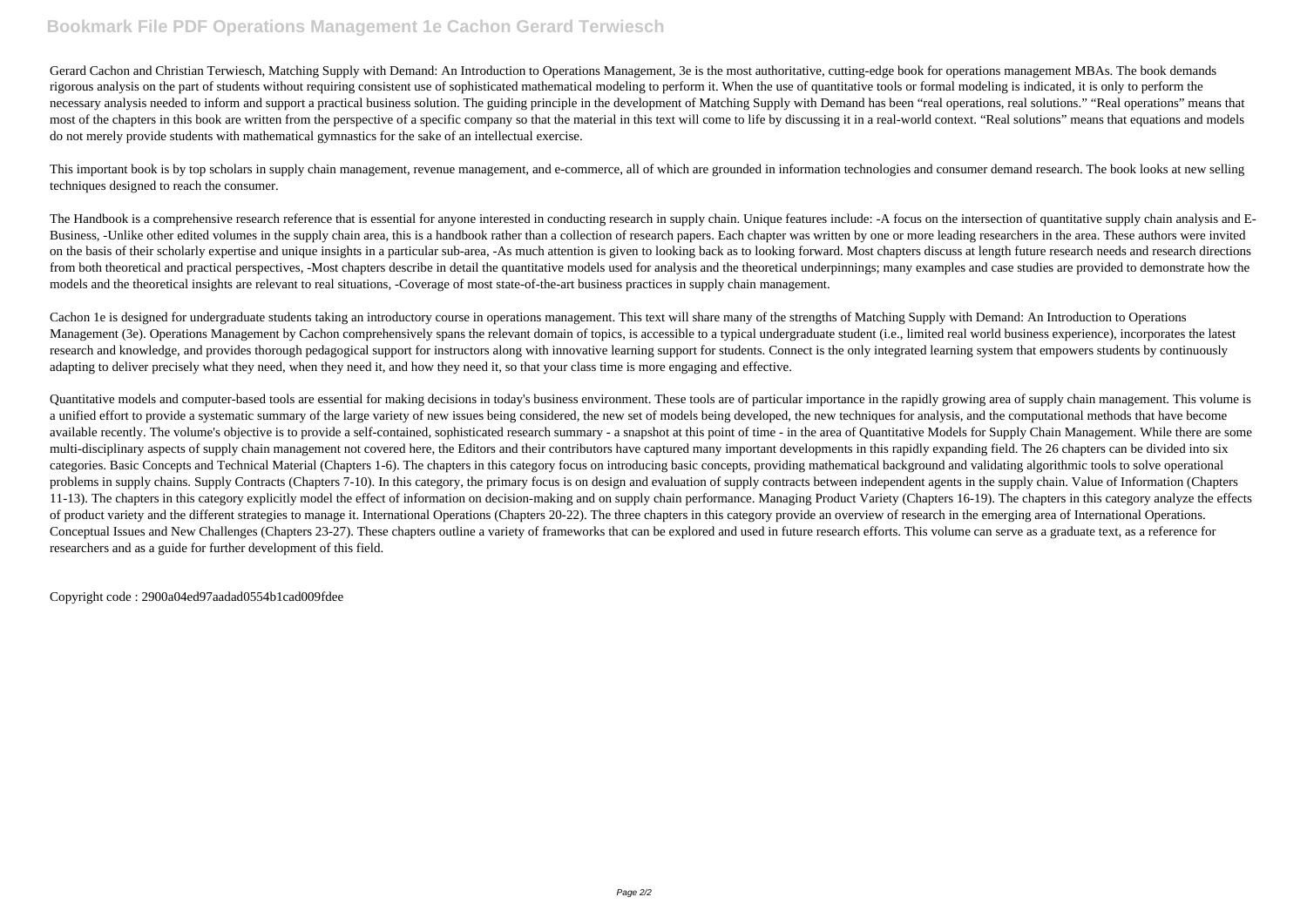Gerard Cachon and Christian Terwiesch, Matching Supply with Demand: An Introduction to Operations Management, 3e is the most authoritative, cutting-edge book for operations management MBAs. The book demands rigorous analysis on the part of students without requiring consistent use of sophisticated mathematical modeling to perform it. When the use of quantitative tools or formal modeling is indicated, it is only to perform the necessary analysis needed to inform and support a practical business solution. The guiding principle in the development of Matching Supply with Demand has been "real operations, real solutions." "Real operations" means that most of the chapters in this book are written from the perspective of a specific company so that the material in this text will come to life by discussing it in a real-world context. "Real solutions" means that equations and models do not merely provide students with mathematical gymnastics for the sake of an intellectual exercise.

This important book is by top scholars in supply chain management, revenue management, and e-commerce, all of which are grounded in information technologies and consumer demand research. The book looks at new selling techniques designed to reach the consumer.

The Handbook is a comprehensive research reference that is essential for anyone interested in conducting research in supply chain. Unique features include: -A focus on the intersection of quantitative supply chain analysis and E-Business, -Unlike other edited volumes in the supply chain area, this is a handbook rather than a collection of research papers. Each chapter was written by one or more leading researchers in the area. These authors were invited on the basis of their scholarly expertise and unique insights in a particular sub-area, -As much attention is given to looking back as to looking forward. Most chapters discuss at length future research needs and research directions from both theoretical and practical perspectives, -Most chapters describe in detail the quantitative models used for analysis and the theoretical underpinnings; many examples and case studies are provided to demonstrate how the models and the theoretical insights are relevant to real situations, -Coverage of most state-of-the-art business practices in supply chain management.

Cachon 1e is designed for undergraduate students taking an introductory course in operations management. This text will share many of the strengths of Matching Supply with Demand: An Introduction to Operations Management (3e). Operations Management by Cachon comprehensively spans the relevant domain of topics, is accessible to a typical undergraduate student (i.e., limited real world business experience), incorporates the latest research and knowledge, and provides thorough pedagogical support for instructors along with innovative learning support for students. Connect is the only integrated learning system that empowers students by continuously adapting to deliver precisely what they need, when they need it, and how they need it, so that your class time is more engaging and effective.

Quantitative models and computer-based tools are essential for making decisions in today's business environment. These tools are of particular importance in the rapidly growing area of supply chain management. This volume is a unified effort to provide a systematic summary of the large variety of new issues being considered, the new set of models being developed, the new techniques for analysis, and the computational methods that have become available recently. The volume's objective is to provide a self-contained, sophisticated research summary - a snapshot at this point of time - in the area of Quantitative Models for Supply Chain Management. While there are some multi-disciplinary aspects of supply chain management not covered here, the Editors and their contributors have captured many important developments in this rapidly expanding field. The 26 chapters can be divided into six categories. Basic Concepts and Technical Material (Chapters 1-6). The chapters in this category focus on introducing basic concepts, providing mathematical background and validating algorithmic tools to solve operational problems in supply chains. Supply Contracts (Chapters 7-10). In this category, the primary focus is on design and evaluation of supply contracts between independent agents in the supply chain. Value of Information (Chapters 11-13). The chapters in this category explicitly model the effect of information on decision-making and on supply chain performance. Managing Product Variety (Chapters 16-19). The chapters in this category analyze the effects of product variety and the different strategies to manage it. International Operations (Chapters 20-22). The three chapters in this category provide an overview of research in the emerging area of International Operations. Conceptual Issues and New Challenges (Chapters 23-27). These chapters outline a variety of frameworks that can be explored and used in future research efforts. This volume can serve as a graduate text, as a reference for researchers and as a guide for further development of this field.

Copyright code : 2900a04ed97aadad0554b1cad009fdee